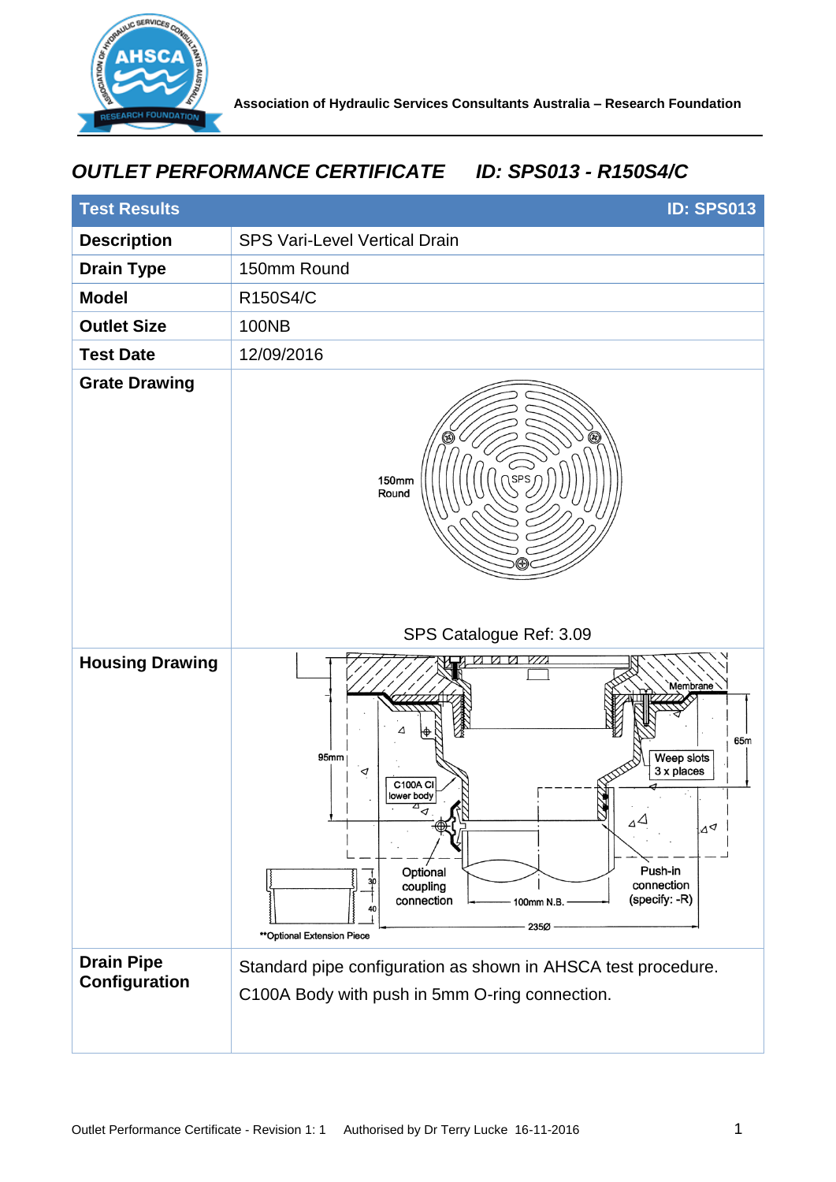Association of Hydraulic Services Consultants Australia – Research Foundation

## *OUTLET PERFORMANCE CERTIFICATE ID: SPS013 - R150S4/C*

| Test Results | ID: SPS013 |
|---|---|
| **Description** | SPS Vari-Level Vertical Drain |
| **Drain Type** | 150mm Round |
| **Model** | R150S4/C |
| **Outlet Size** | 100NB |
| **Test Date** | 12/09/2016 |
| **Grate Drawing** | 150mm Round<br>SPS<br>SPS Catalogue Ref: 3.09 |
| **Housing Drawing** | Membrane<br>95mm<br>65m<br>Weep slots 3 x places<br>C100A CI lower body<br>30<br>40<br>Optional coupling connection<br>100mm N.B.<br>Push-in connection (specify: -R)<br>235Ø<br>**Optional Extension Piece |
| **Drain Pipe Configuration** | Standard pipe configuration as shown in AHSCA test procedure.<br>C100A Body with push in 5mm O-ring connection. |

Outlet Performance Certificate - Revision 1: 1 Authorised by Dr Terry Lucke 16-11-2016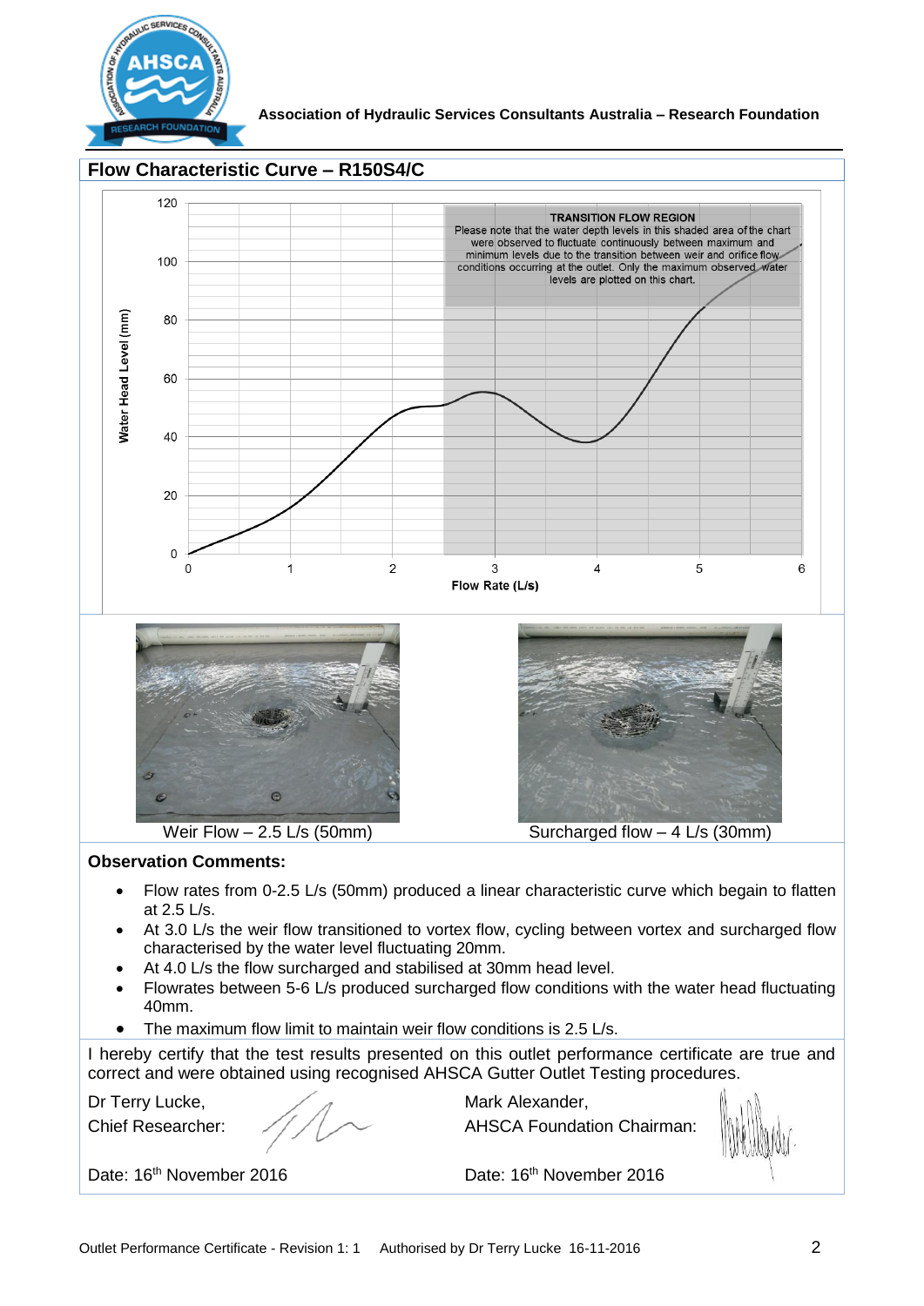Association of Hydraulic Services Consultants Australia – Research Foundation

## Flow Characteristic Curve – R150S4/C

TRANSITION FLOW REGION
Please note that the water depth levels in this shaded area of the chart were observed to fluctuate continuously between maximum and minimum levels due to the transition between weir and orifice flow conditions occurring at the outlet. Only the maximum observed water levels are plotted on this chart.

Water Head Level (mm)
0
20
40
60
80
100
120

Flow Rate (L/s)
0
1
2
3
4
5
6

Weir Flow – 2.5 L/s (50mm)

Surcharged flow – 4 L/s (30mm)

**Observation Comments:**

- Flow rates from 0-2.5 L/s (50mm) produced a linear characteristic curve which begin to flatten at 2.5 L/s.
- At 3.0 L/s the weir flow transitioned to vortex flow, cycling between vortex and surcharged flow characterised by the water level fluctuating 20mm.
- At 4.0 L/s the flow surcharged and stabilised at 30mm head level.
- Flowrates between 5-6 L/s produced surcharged flow conditions with the water head fluctuating 40mm.
- The maximum flow limit to maintain weir flow conditions is 2.5 L/s.

I hereby certify that the test results presented on this outlet performance certificate are true and correct and were obtained using recognised AHSCA Gutter Outlet Testing procedures.

Dr Terry Lucke,
Chief Researcher:

Date: 16th November 2016

Mark Alexander,
AHSCA Foundation Chairman:

Date: 16th November 2016

Outlet Performance Certificate - Revision 1: 1 Authorised by Dr Terry Lucke 16-11-2016